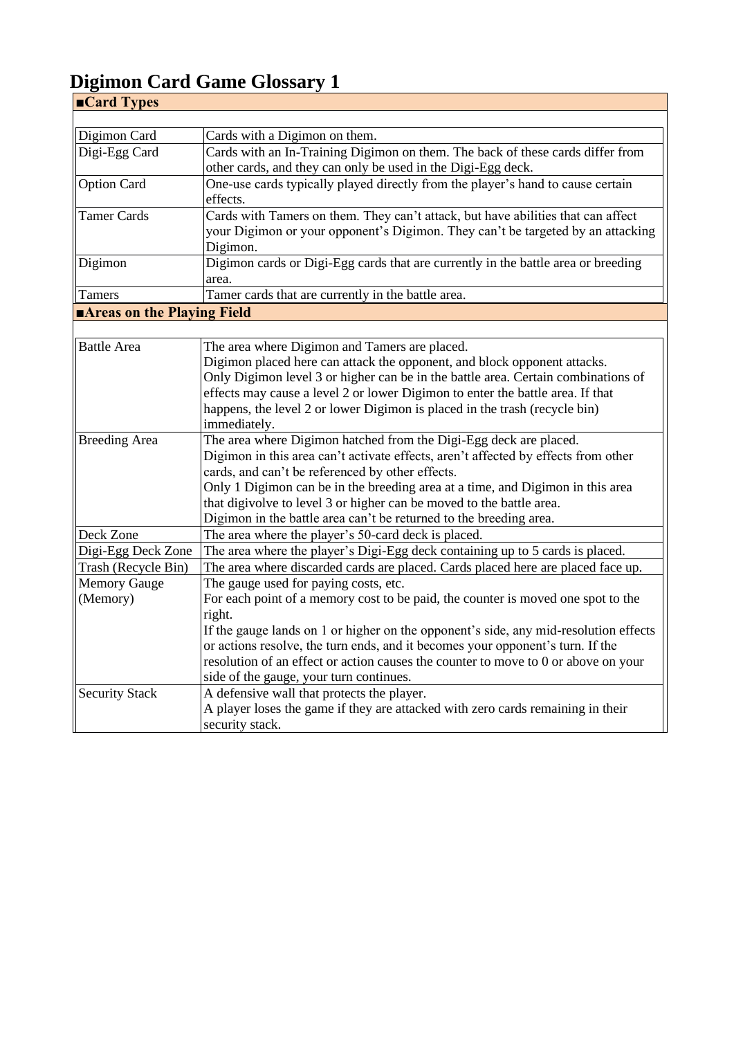# Digimon Card Game Glossary 1

## ■Card Types

| | |
|---|---|
| Digimon Card | Cards with a Digimon on them. |
| Digi-Egg Card | Cards with an In-Training Digimon on them. The back of these cards differ from other cards, and they can only be used in the Digi-Egg deck. |
| Option Card | One-use cards typically played directly from the player's hand to cause certain effects. |
| Tamer Cards | Cards with Tamers on them. They can't attack, but have abilities that can affect your Digimon or your opponent's Digimon. They can't be targeted by an attacking Digimon. |
| Digimon | Digimon cards or Digi-Egg cards that are currently in the battle area or breeding area. |
| Tamers | Tamer cards that are currently in the battle area. |

## ■Areas on the Playing Field

| | |
|---|---|
| Battle Area | The area where Digimon and Tamers are placed.<br>Digimon placed here can attack the opponent, and block opponent attacks.<br>Only Digimon level 3 or higher can be in the battle area. Certain combinations of effects may cause a level 2 or lower Digimon to enter the battle area. If that happens, the level 2 or lower Digimon is placed in the trash (recycle bin) immediately. |
| Breeding Area | The area where Digimon hatched from the Digi-Egg deck are placed.<br>Digimon in this area can't activate effects, aren't affected by effects from other cards, and can't be referenced by other effects.<br>Only 1 Digimon can be in the breeding area at a time, and Digimon in this area that digivolve to level 3 or higher can be moved to the battle area.<br>Digimon in the battle area can't be returned to the breeding area. |
| Deck Zone | The area where the player's 50-card deck is placed. |
| Digi-Egg Deck Zone | The area where the player's Digi-Egg deck containing up to 5 cards is placed. |
| Trash (Recycle Bin) | The area where discarded cards are placed. Cards placed here are placed face up. |
| Memory Gauge (Memory) | The gauge used for paying costs, etc.<br>For each point of a memory cost to be paid, the counter is moved one spot to the right.<br>If the gauge lands on 1 or higher on the opponent's side, any mid-resolution effects or actions resolve, the turn ends, and it becomes your opponent's turn. If the resolution of an effect or action causes the counter to move to 0 or above on your side of the gauge, your turn continues. |
| Security Stack | A defensive wall that protects the player.<br>A player loses the game if they are attacked with zero cards remaining in their security stack. |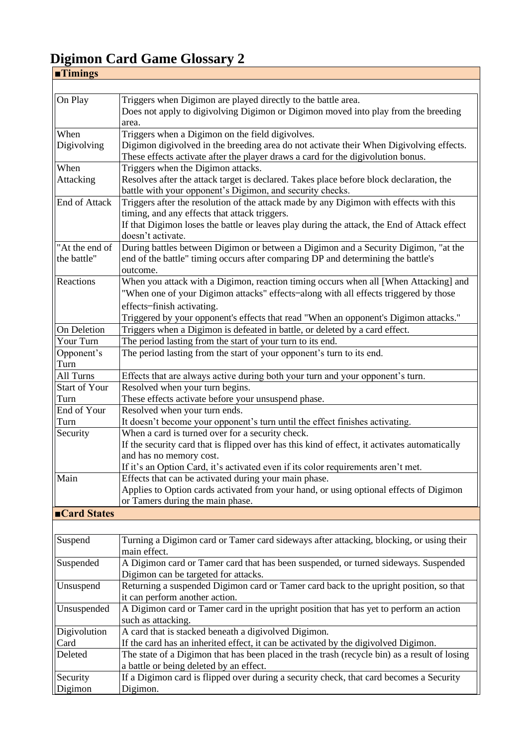# Digimon Card Game Glossary 2

## ■Timings

| | |
|---|---|
| On Play | Triggers when Digimon are played directly to the battle area.<br>Does not apply to digivolving Digimon or Digimon moved into play from the breeding area. |
| When Digivolving | Triggers when a Digimon on the field digivolves.<br>Digimon digivolved in the breeding area do not activate their When Digivolving effects.<br>These effects activate after the player draws a card for the digivolution bonus. |
| When Attacking | Triggers when the Digimon attacks.<br>Resolves after the attack target is declared. Takes place before block declaration, the battle with your opponent's Digimon, and security checks. |
| End of Attack | Triggers after the resolution of the attack made by any Digimon with effects with this timing, and any effects that attack triggers.<br>If that Digimon loses the battle or leaves play during the attack, the End of Attack effect doesn't activate. |
| "At the end of the battle" | During battles between Digimon or between a Digimon and a Security Digimon, "at the end of the battle" timing occurs after comparing DP and determining the battle's outcome. |
| Reactions | When you attack with a Digimon, reaction timing occurs when all [When Attacking] and "When one of your Digimon attacks" effects–along with all effects triggered by those effects–finish activating.<br>Triggered by your opponent's effects that read "When an opponent's Digimon attacks." |
| On Deletion | Triggers when a Digimon is defeated in battle, or deleted by a card effect. |
| Your Turn | The period lasting from the start of your turn to its end. |
| Opponent's Turn | The period lasting from the start of your opponent's turn to its end. |
| All Turns | Effects that are always active during both your turn and your opponent's turn. |
| Start of Your Turn | Resolved when your turn begins.<br>These effects activate before your unsuspend phase. |
| End of Your Turn | Resolved when your turn ends.<br>It doesn't become your opponent's turn until the effect finishes activating. |
| Security | When a card is turned over for a security check.<br>If the security card that is flipped over has this kind of effect, it activates automatically and has no memory cost.<br>If it's an Option Card, it's activated even if its color requirements aren't met. |
| Main | Effects that can be activated during your main phase.<br>Applies to Option cards activated from your hand, or using optional effects of Digimon or Tamers during the main phase. |

## ■Card States

| | |
|---|---|
| Suspend | Turning a Digimon card or Tamer card sideways after attacking, blocking, or using their main effect. |
| Suspended | A Digimon card or Tamer card that has been suspended, or turned sideways. Suspended Digimon can be targeted for attacks. |
| Unsuspend | Returning a suspended Digimon card or Tamer card back to the upright position, so that it can perform another action. |
| Unsuspended | A Digimon card or Tamer card in the upright position that has yet to perform an action such as attacking. |
| Digivolution Card | A card that is stacked beneath a digivolved Digimon.<br>If the card has an inherited effect, it can be activated by the digivolved Digimon. |
| Deleted | The state of a Digimon that has been placed in the trash (recycle bin) as a result of losing a battle or being deleted by an effect. |
| Security Digimon | If a Digimon card is flipped over during a security check, that card becomes a Security Digimon. |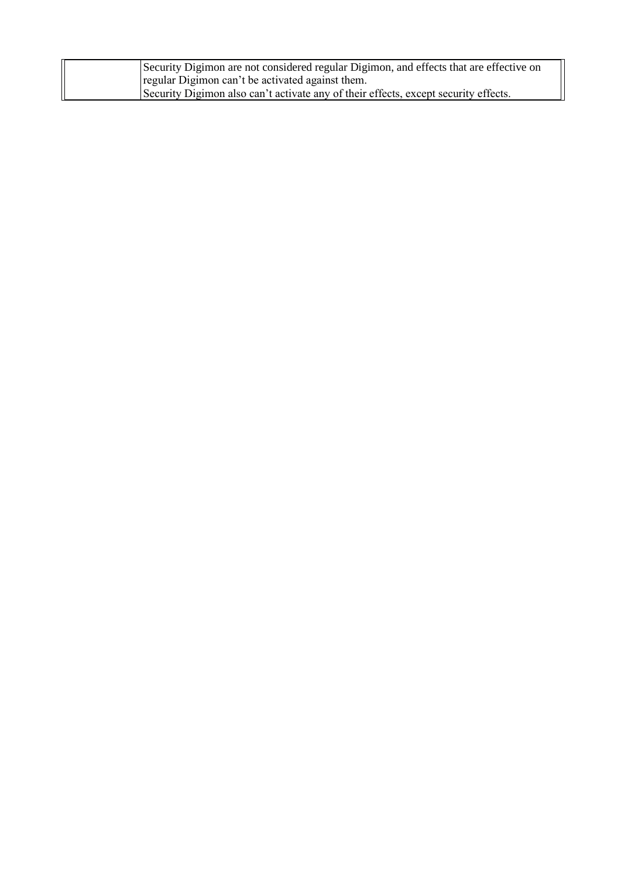|  | Security Digimon are not considered regular Digimon, and effects that are effective on regular Digimon can't be activated against them.<br>Security Digimon also can't activate any of their effects, except security effects. |
| --- | --- |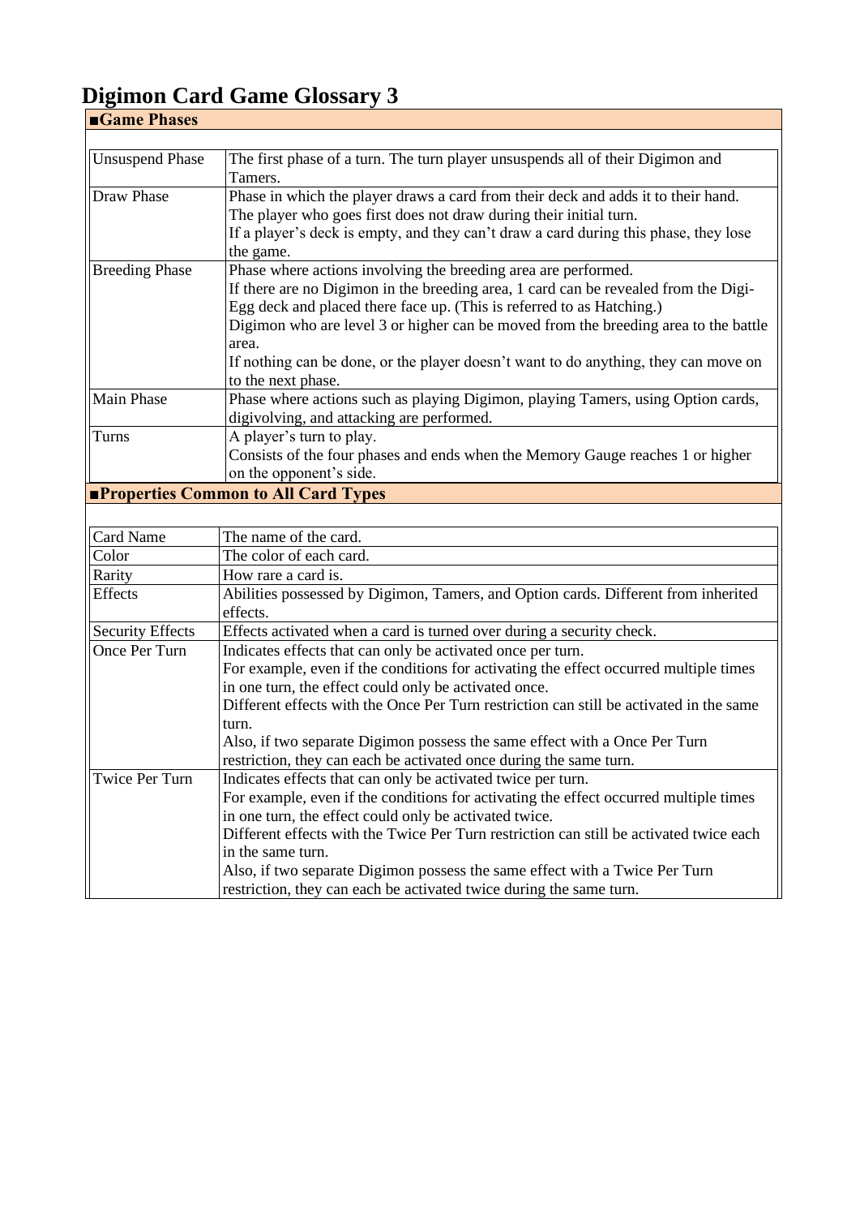# Digimon Card Game Glossary 3

## ■Game Phases

| | |
|---|---|
| Unsuspend Phase | The first phase of a turn. The turn player unsuspends all of their Digimon and Tamers. |
| Draw Phase | Phase in which the player draws a card from their deck and adds it to their hand.<br>The player who goes first does not draw during their initial turn.<br>If a player's deck is empty, and they can't draw a card during this phase, they lose the game. |
| Breeding Phase | Phase where actions involving the breeding area are performed.<br>If there are no Digimon in the breeding area, 1 card can be revealed from the Digi-Egg deck and placed there face up. (This is referred to as Hatching.)<br>Digimon who are level 3 or higher can be moved from the breeding area to the battle area.<br>If nothing can be done, or the player doesn't want to do anything, they can move on to the next phase. |
| Main Phase | Phase where actions such as playing Digimon, playing Tamers, using Option cards, digivolving, and attacking are performed. |
| Turns | A player's turn to play.<br>Consists of the four phases and ends when the Memory Gauge reaches 1 or higher on the opponent's side. |

## ■Properties Common to All Card Types

| | |
|---|---|
| Card Name | The name of the card. |
| Color | The color of each card. |
| Rarity | How rare a card is. |
| Effects | Abilities possessed by Digimon, Tamers, and Option cards. Different from inherited effects. |
| Security Effects | Effects activated when a card is turned over during a security check. |
| Once Per Turn | Indicates effects that can only be activated once per turn.<br>For example, even if the conditions for activating the effect occurred multiple times in one turn, the effect could only be activated once.<br>Different effects with the Once Per Turn restriction can still be activated in the same turn.<br>Also, if two separate Digimon possess the same effect with a Once Per Turn restriction, they can each be activated once during the same turn. |
| Twice Per Turn | Indicates effects that can only be activated twice per turn.<br>For example, even if the conditions for activating the effect occurred multiple times in one turn, the effect could only be activated twice.<br>Different effects with the Twice Per Turn restriction can still be activated twice each in the same turn.<br>Also, if two separate Digimon possess the same effect with a Twice Per Turn restriction, they can each be activated twice during the same turn. |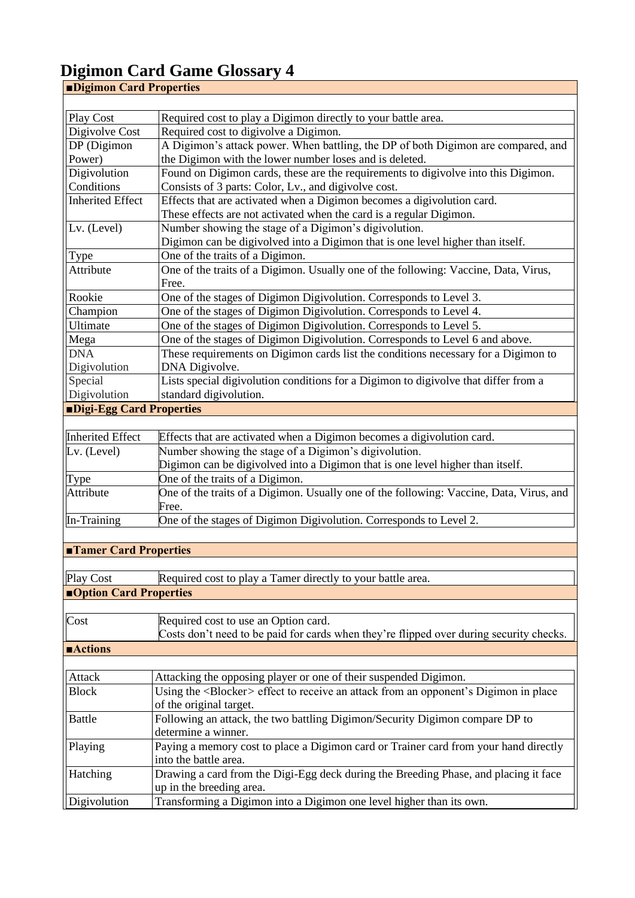# Digimon Card Game Glossary 4

## ■Digimon Card Properties

| Term | Description |
|---|---|
| Play Cost | Required cost to play a Digimon directly to your battle area. |
| Digivolve Cost | Required cost to digivolve a Digimon. |
| DP (Digimon Power) | A Digimon's attack power. When battling, the DP of both Digimon are compared, and the Digimon with the lower number loses and is deleted. |
| Digivolution Conditions | Found on Digimon cards, these are the requirements to digivolve into this Digimon. Consists of 3 parts: Color, Lv., and digivolve cost. |
| Inherited Effect | Effects that are activated when a Digimon becomes a digivolution card. These effects are not activated when the card is a regular Digimon. |
| Lv. (Level) | Number showing the stage of a Digimon's digivolution. Digimon can be digivolved into a Digimon that is one level higher than itself. |
| Type | One of the traits of a Digimon. |
| Attribute | One of the traits of a Digimon. Usually one of the following: Vaccine, Data, Virus, Free. |
| Rookie | One of the stages of Digimon Digivolution. Corresponds to Level 3. |
| Champion | One of the stages of Digimon Digivolution. Corresponds to Level 4. |
| Ultimate | One of the stages of Digimon Digivolution. Corresponds to Level 5. |
| Mega | One of the stages of Digimon Digivolution. Corresponds to Level 6 and above. |
| DNA Digivolution | These requirements on Digimon cards list the conditions necessary for a Digimon to DNA Digivolve. |
| Special Digivolution | Lists special digivolution conditions for a Digimon to digivolve that differ from a standard digivolution. |

## ■Digi-Egg Card Properties

| Term | Description |
|---|---|
| Inherited Effect | Effects that are activated when a Digimon becomes a digivolution card. |
| Lv. (Level) | Number showing the stage of a Digimon's digivolution. Digimon can be digivolved into a Digimon that is one level higher than itself. |
| Type | One of the traits of a Digimon. |
| Attribute | One of the traits of a Digimon. Usually one of the following: Vaccine, Data, Virus, and Free. |
| In-Training | One of the stages of Digimon Digivolution. Corresponds to Level 2. |

## ■Tamer Card Properties

| Term | Description |
|---|---|
| Play Cost | Required cost to play a Tamer directly to your battle area. |

## ■Option Card Properties

| Term | Description |
|---|---|
| Cost | Required cost to use an Option card. Costs don't need to be paid for cards when they're flipped over during security checks. |

## ■Actions

| Term | Description |
|---|---|
| Attack | Attacking the opposing player or one of their suspended Digimon. |
| Block | Using the <Blocker> effect to receive an attack from an opponent's Digimon in place of the original target. |
| Battle | Following an attack, the two battling Digimon/Security Digimon compare DP to determine a winner. |
| Playing | Paying a memory cost to place a Digimon card or Trainer card from your hand directly into the battle area. |
| Hatching | Drawing a card from the Digi-Egg deck during the Breeding Phase, and placing it face up in the breeding area. |
| Digivolution | Transforming a Digimon into a Digimon one level higher than its own. |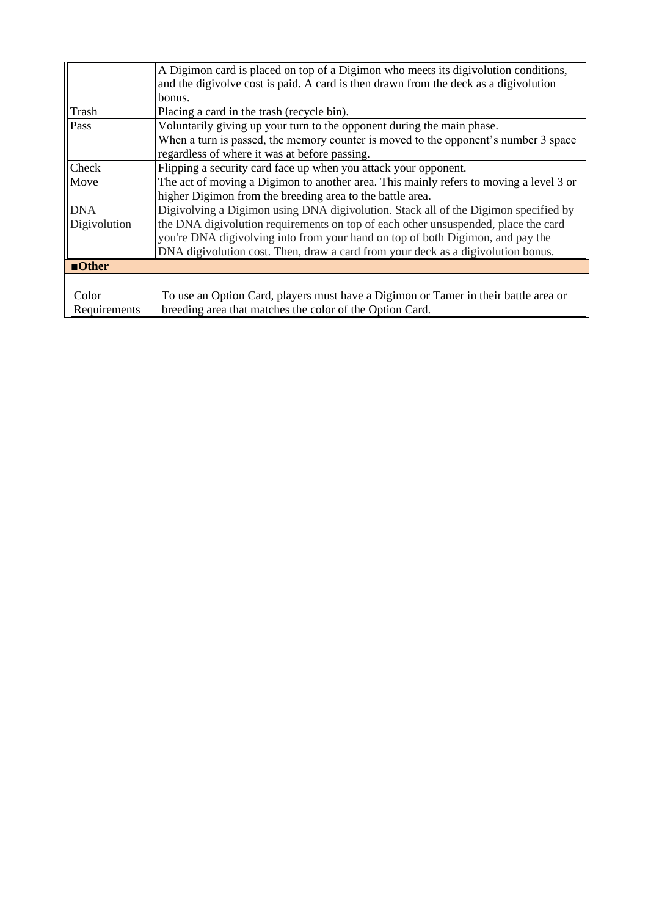| | |
|---|---|
| | A Digimon card is placed on top of a Digimon who meets its digivolution conditions, and the digivolve cost is paid. A card is then drawn from the deck as a digivolution bonus. |
| Trash | Placing a card in the trash (recycle bin). |
| Pass | Voluntarily giving up your turn to the opponent during the main phase.<br>When a turn is passed, the memory counter is moved to the opponent's number 3 space regardless of where it was at before passing. |
| Check | Flipping a security card face up when you attack your opponent. |
| Move | The act of moving a Digimon to another area. This mainly refers to moving a level 3 or higher Digimon from the breeding area to the battle area. |
| DNA Digivolution | Digivolving a Digimon using DNA digivolution. Stack all of the Digimon specified by the DNA digivolution requirements on top of each other unsuspended, place the card you're DNA digivolving into from your hand on top of both Digimon, and pay the DNA digivolution cost. Then, draw a card from your deck as a digivolution bonus. |

**■Other**

| | |
|---|---|
| Color Requirements | To use an Option Card, players must have a Digimon or Tamer in their battle area or breeding area that matches the color of the Option Card. |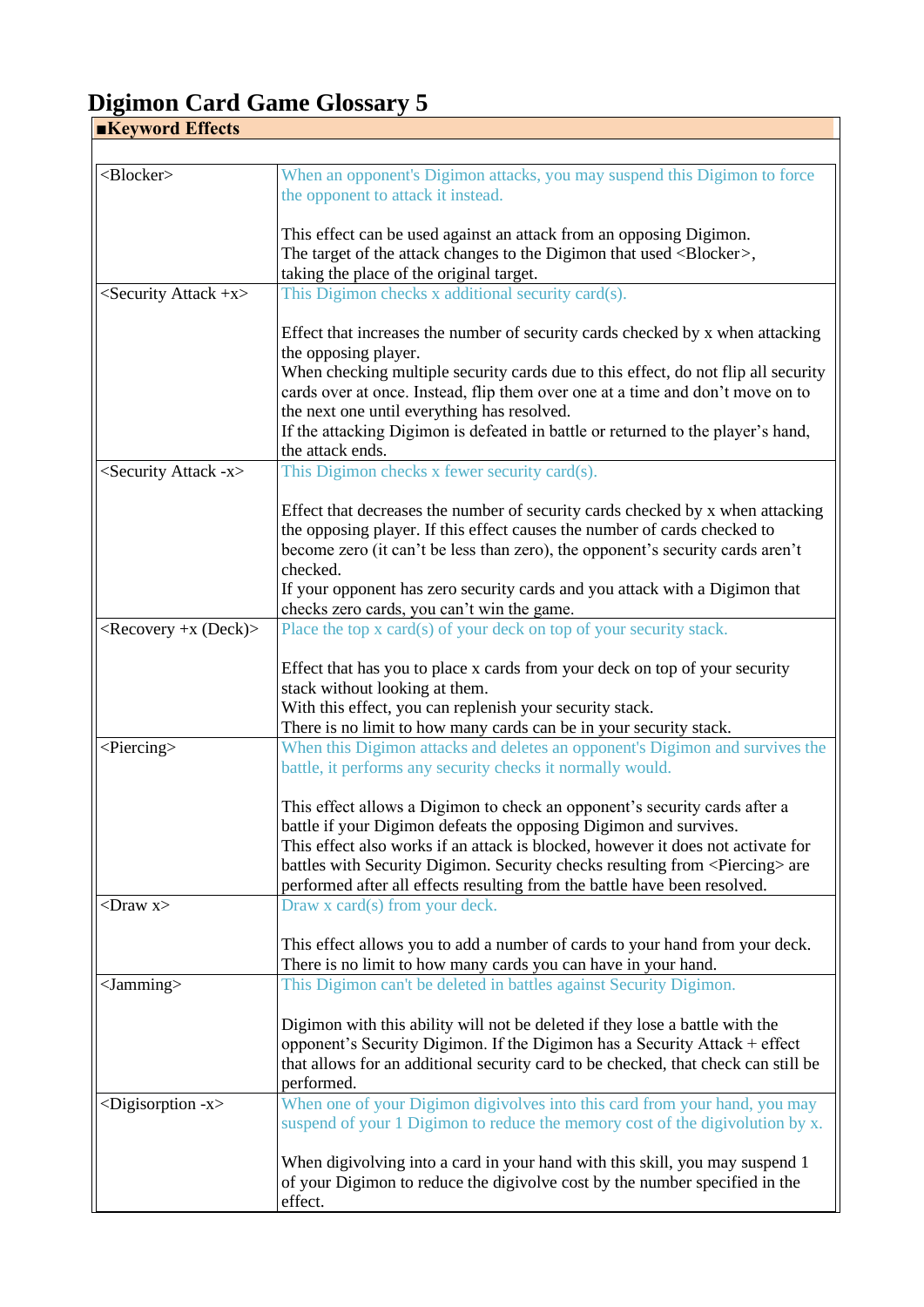# Digimon Card Game Glossary 5

## ■Keyword Effects

| | |
|---|---|
| <Blocker> | When an opponent's Digimon attacks, you may suspend this Digimon to force the opponent to attack it instead.<br><br>This effect can be used against an attack from an opposing Digimon.<br>The target of the attack changes to the Digimon that used <Blocker>, taking the place of the original target. |
| <Security Attack +x> | This Digimon checks x additional security card(s).<br><br>Effect that increases the number of security cards checked by x when attacking the opposing player.<br>When checking multiple security cards due to this effect, do not flip all security cards over at once. Instead, flip them over one at a time and don't move on to the next one until everything has resolved.<br>If the attacking Digimon is defeated in battle or returned to the player's hand, the attack ends. |
| <Security Attack -x> | This Digimon checks x fewer security card(s).<br><br>Effect that decreases the number of security cards checked by x when attacking the opposing player. If this effect causes the number of cards checked to become zero (it can't be less than zero), the opponent's security cards aren't checked.<br>If your opponent has zero security cards and you attack with a Digimon that checks zero cards, you can't win the game. |
| <Recovery +x (Deck)> | Place the top x card(s) of your deck on top of your security stack.<br><br>Effect that has you to place x cards from your deck on top of your security stack without looking at them.<br>With this effect, you can replenish your security stack.<br>There is no limit to how many cards can be in your security stack. |
| <Piercing> | When this Digimon attacks and deletes an opponent's Digimon and survives the battle, it performs any security checks it normally would.<br><br>This effect allows a Digimon to check an opponent's security cards after a battle if your Digimon defeats the opposing Digimon and survives.<br>This effect also works if an attack is blocked, however it does not activate for battles with Security Digimon. Security checks resulting from <Piercing> are performed after all effects resulting from the battle have been resolved. |
| <Draw x> | Draw x card(s) from your deck.<br><br>This effect allows you to add a number of cards to your hand from your deck.<br>There is no limit to how many cards you can have in your hand. |
| <Jamming> | This Digimon can't be deleted in battles against Security Digimon.<br><br>Digimon with this ability will not be deleted if they lose a battle with the opponent's Security Digimon. If the Digimon has a Security Attack + effect that allows for an additional security card to be checked, that check can still be performed. |
| <Digisorption -x> | When one of your Digimon digivolves into this card from your hand, you may suspend of your 1 Digimon to reduce the memory cost of the digivolution by x.<br><br>When digivolving into a card in your hand with this skill, you may suspend 1 of your Digimon to reduce the digivolve cost by the number specified in the effect. |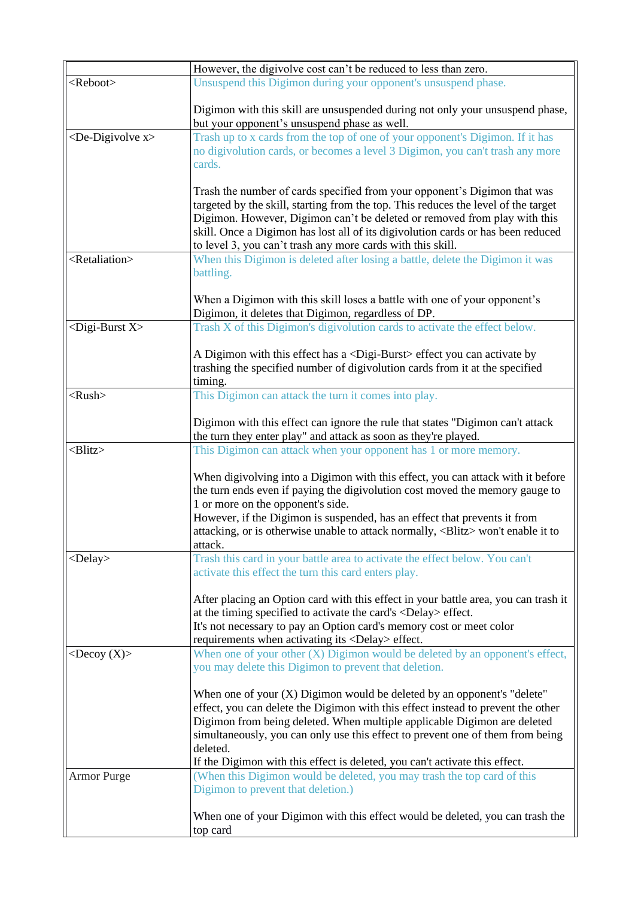| | |
|---|---|
| | However, the digivolve cost can't be reduced to less than zero. |
| <Reboot> | Unsuspend this Digimon during your opponent's unsuspend phase.<br><br>Digimon with this skill are unsuspended during not only your unsuspend phase, but your opponent's unsuspend phase as well. |
| <De-Digivolve x> | Trash up to x cards from the top of one of your opponent's Digimon. If it has no digivolution cards, or becomes a level 3 Digimon, you can't trash any more cards.<br><br>Trash the number of cards specified from your opponent's Digimon that was targeted by the skill, starting from the top. This reduces the level of the target Digimon. However, Digimon can't be deleted or removed from play with this skill. Once a Digimon has lost all of its digivolution cards or has been reduced to level 3, you can't trash any more cards with this skill. |
| <Retaliation> | When this Digimon is deleted after losing a battle, delete the Digimon it was battling.<br><br>When a Digimon with this skill loses a battle with one of your opponent's Digimon, it deletes that Digimon, regardless of DP. |
| <Digi-Burst X> | Trash X of this Digimon's digivolution cards to activate the effect below.<br><br>A Digimon with this effect has a <Digi-Burst> effect you can activate by trashing the specified number of digivolution cards from it at the specified timing. |
| <Rush> | This Digimon can attack the turn it comes into play.<br><br>Digimon with this effect can ignore the rule that states "Digimon can't attack the turn they enter play" and attack as soon as they're played. |
| <Blitz> | This Digimon can attack when your opponent has 1 or more memory.<br><br>When digivolving into a Digimon with this effect, you can attack with it before the turn ends even if paying the digivolution cost moved the memory gauge to 1 or more on the opponent's side.<br>However, if the Digimon is suspended, has an effect that prevents it from attacking, or is otherwise unable to attack normally, <Blitz> won't enable it to attack. |
| <Delay> | Trash this card in your battle area to activate the effect below. You can't activate this effect the turn this card enters play.<br><br>After placing an Option card with this effect in your battle area, you can trash it at the timing specified to activate the card's <Delay> effect.<br>It's not necessary to pay an Option card's memory cost or meet color requirements when activating its <Delay> effect. |
| <Decoy (X)> | When one of your other (X) Digimon would be deleted by an opponent's effect, you may delete this Digimon to prevent that deletion.<br><br>When one of your (X) Digimon would be deleted by an opponent's "delete" effect, you can delete the Digimon with this effect instead to prevent the other Digimon from being deleted. When multiple applicable Digimon are deleted simultaneously, you can only use this effect to prevent one of them from being deleted.<br>If the Digimon with this effect is deleted, you can't activate this effect. |
| Armor Purge | (When this Digimon would be deleted, you may trash the top card of this Digimon to prevent that deletion.)<br><br>When one of your Digimon with this effect would be deleted, you can trash the top card |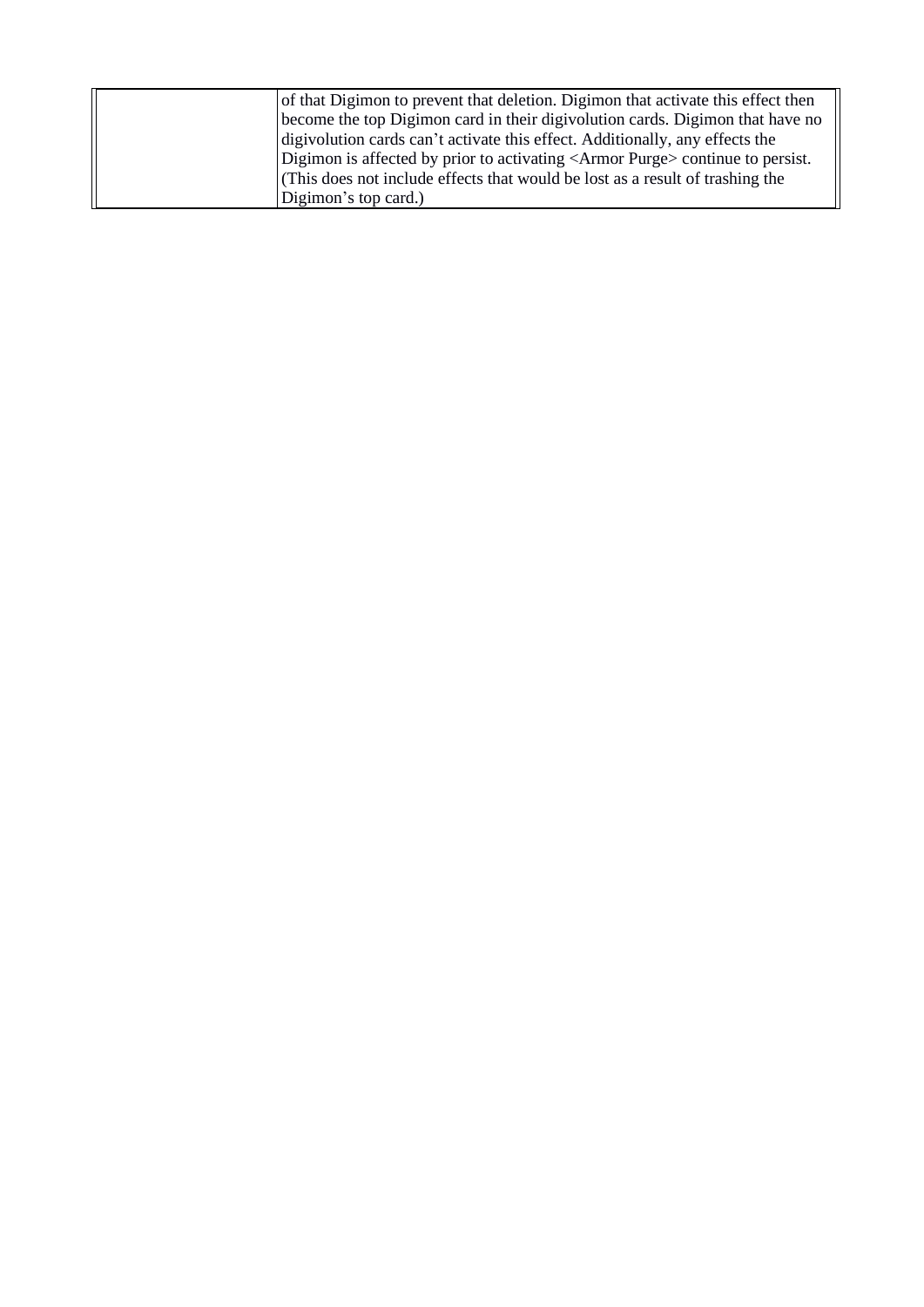| | |
|---|---|
| | of that Digimon to prevent that deletion. Digimon that activate this effect then become the top Digimon card in their digivolution cards. Digimon that have no digivolution cards can't activate this effect. Additionally, any effects the Digimon is affected by prior to activating <Armor Purge> continue to persist. (This does not include effects that would be lost as a result of trashing the Digimon's top card.) |